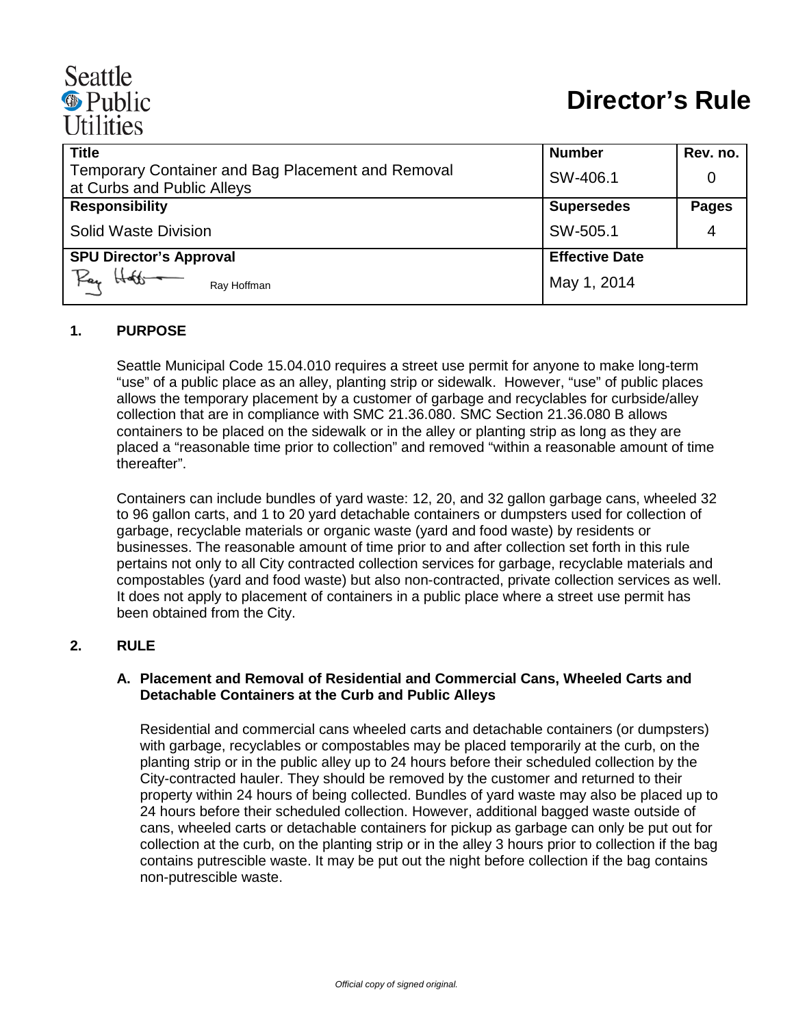Seattle Public Utilities

# Director's Rule

| Title | Number | Rev. no. |
|---|---|---|
| Temporary Container and Bag Placement and Removal at Curbs and Public Alleys | SW-406.1 | 0 |
| **Responsibility** | **Supersedes** | **Pages** |
| Solid Waste Division | SW-505.1 | 4 |
| **SPU Director's Approval** | **Effective Date** | |
| Ray Hoffman | May 1, 2014 | |

## 1. PURPOSE

Seattle Municipal Code 15.04.010 requires a street use permit for anyone to make long-term "use" of a public place as an alley, planting strip or sidewalk. However, "use" of public places allows the temporary placement by a customer of garbage and recyclables for curbside/alley collection that are in compliance with SMC 21.36.080. SMC Section 21.36.080 B allows containers to be placed on the sidewalk or in the alley or planting strip as long as they are placed a "reasonable time prior to collection" and removed "within a reasonable amount of time thereafter".

Containers can include bundles of yard waste: 12, 20, and 32 gallon garbage cans, wheeled 32 to 96 gallon carts, and 1 to 20 yard detachable containers or dumpsters used for collection of garbage, recyclable materials or organic waste (yard and food waste) by residents or businesses. The reasonable amount of time prior to and after collection set forth in this rule pertains not only to all City contracted collection services for garbage, recyclable materials and compostables (yard and food waste) but also non-contracted, private collection services as well. It does not apply to placement of containers in a public place where a street use permit has been obtained from the City.

## 2. RULE

### A. Placement and Removal of Residential and Commercial Cans, Wheeled Carts and Detachable Containers at the Curb and Public Alleys

Residential and commercial cans wheeled carts and detachable containers (or dumpsters) with garbage, recyclables or compostables may be placed temporarily at the curb, on the planting strip or in the public alley up to 24 hours before their scheduled collection by the City-contracted hauler. They should be removed by the customer and returned to their property within 24 hours of being collected. Bundles of yard waste may also be placed up to 24 hours before their scheduled collection. However, additional bagged waste outside of cans, wheeled carts or detachable containers for pickup as garbage can only be put out for collection at the curb, on the planting strip or in the alley 3 hours prior to collection if the bag contains putrescible waste. It may be put out the night before collection if the bag contains non-putrescible waste.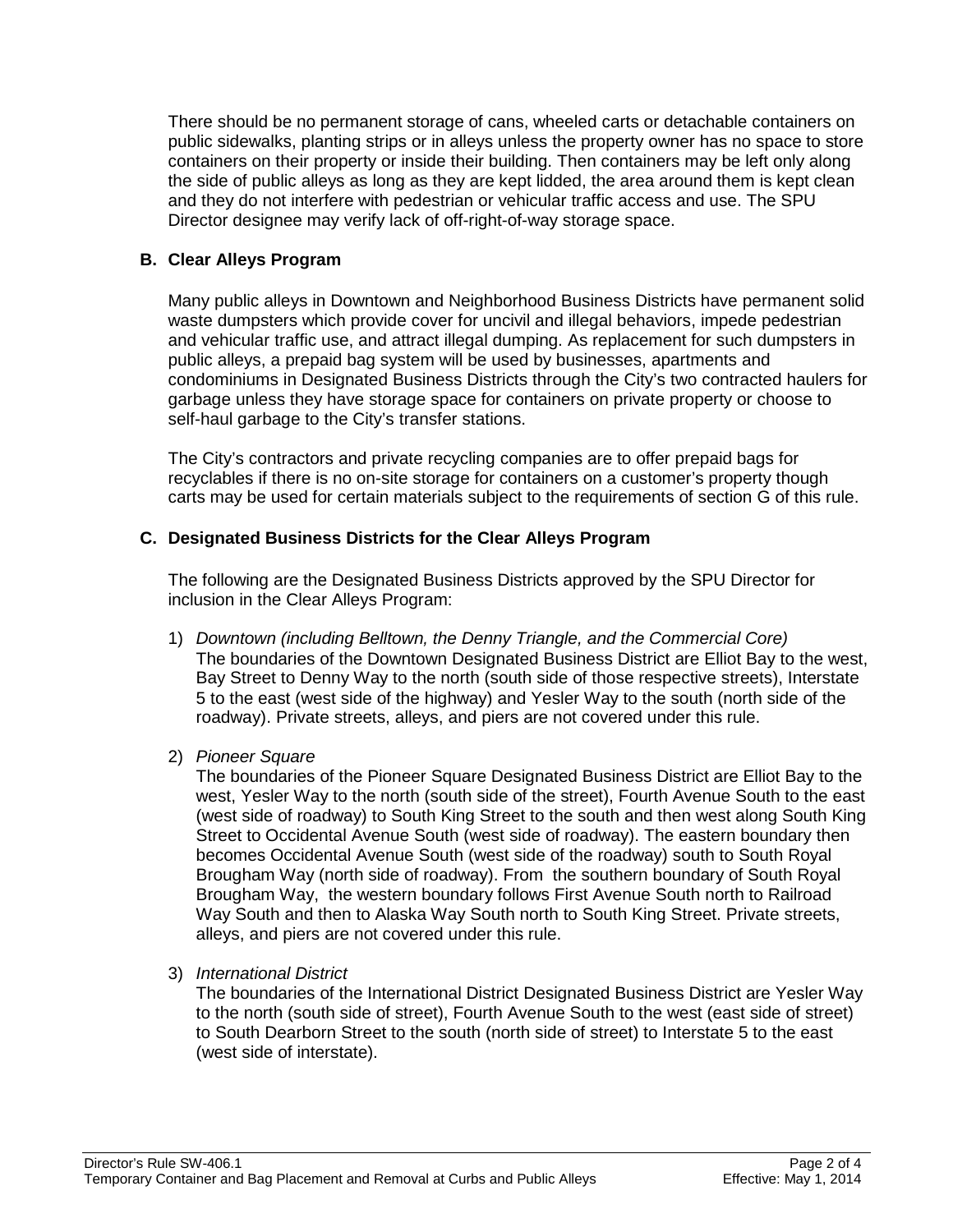There should be no permanent storage of cans, wheeled carts or detachable containers on public sidewalks, planting strips or in alleys unless the property owner has no space to store containers on their property or inside their building. Then containers may be left only along the side of public alleys as long as they are kept lidded, the area around them is kept clean and they do not interfere with pedestrian or vehicular traffic access and use. The SPU Director designee may verify lack of off-right-of-way storage space.

### B. Clear Alleys Program

Many public alleys in Downtown and Neighborhood Business Districts have permanent solid waste dumpsters which provide cover for uncivil and illegal behaviors, impede pedestrian and vehicular traffic use, and attract illegal dumping. As replacement for such dumpsters in public alleys, a prepaid bag system will be used by businesses, apartments and condominiums in Designated Business Districts through the City's two contracted haulers for garbage unless they have storage space for containers on private property or choose to self-haul garbage to the City's transfer stations.

The City's contractors and private recycling companies are to offer prepaid bags for recyclables if there is no on-site storage for containers on a customer's property though carts may be used for certain materials subject to the requirements of section G of this rule.

### C. Designated Business Districts for the Clear Alleys Program

The following are the Designated Business Districts approved by the SPU Director for inclusion in the Clear Alleys Program:

1) *Downtown (including Belltown, the Denny Triangle, and the Commercial Core)*
   The boundaries of the Downtown Designated Business District are Elliot Bay to the west, Bay Street to Denny Way to the north (south side of those respective streets), Interstate 5 to the east (west side of the highway) and Yesler Way to the south (north side of the roadway). Private streets, alleys, and piers are not covered under this rule.

2) *Pioneer Square*
   The boundaries of the Pioneer Square Designated Business District are Elliot Bay to the west, Yesler Way to the north (south side of the street), Fourth Avenue South to the east (west side of roadway) to South King Street to the south and then west along South King Street to Occidental Avenue South (west side of roadway). The eastern boundary then becomes Occidental Avenue South (west side of the roadway) south to South Royal Brougham Way (north side of roadway). From the southern boundary of South Royal Brougham Way, the western boundary follows First Avenue South north to Railroad Way South and then to Alaska Way South north to South King Street. Private streets, alleys, and piers are not covered under this rule.

3) *International District*
   The boundaries of the International District Designated Business District are Yesler Way to the north (south side of street), Fourth Avenue South to the west (east side of street) to South Dearborn Street to the south (north side of street) to Interstate 5 to the east (west side of interstate).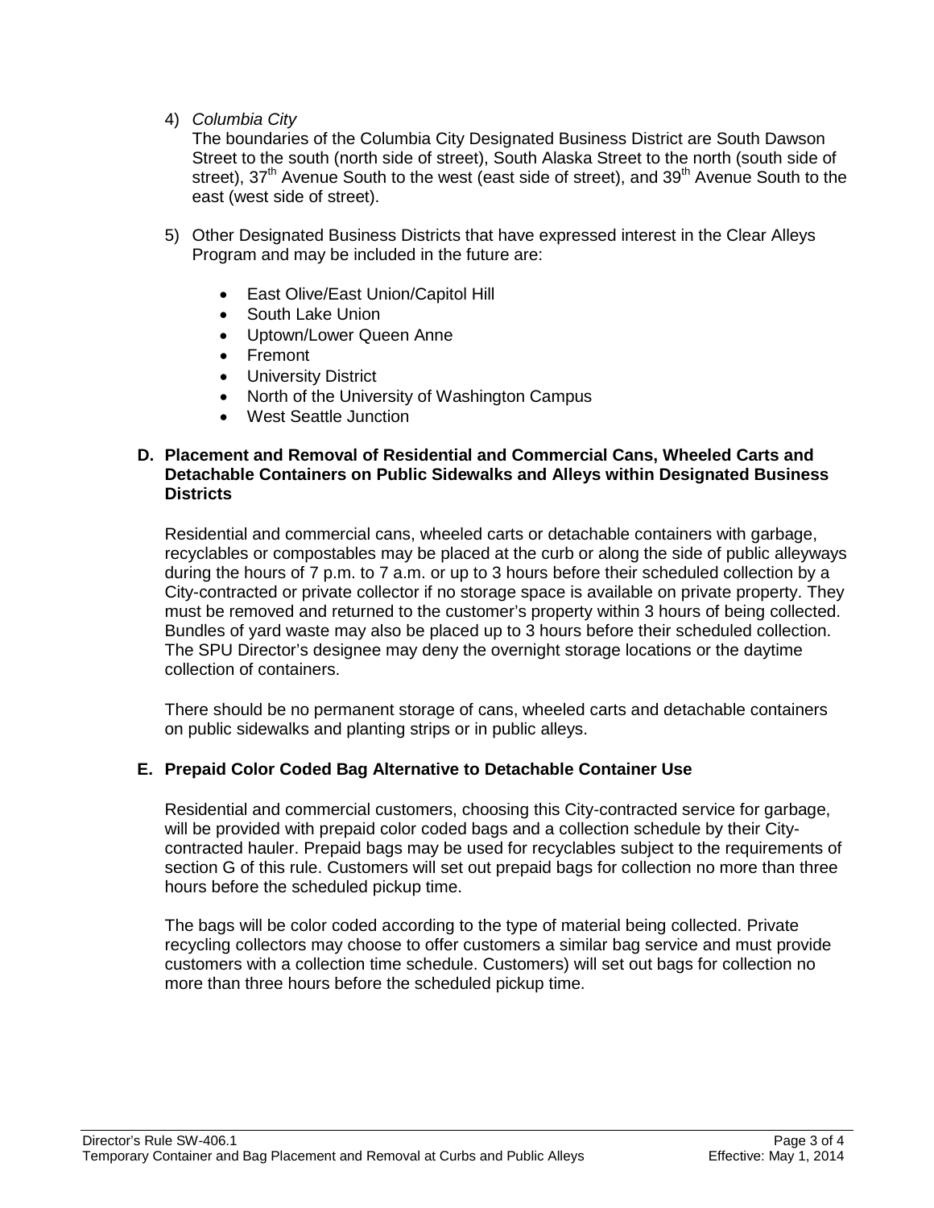4) *Columbia City*

   The boundaries of the Columbia City Designated Business District are South Dawson Street to the south (north side of street), South Alaska Street to the north (south side of street), 37th Avenue South to the west (east side of street), and 39th Avenue South to the east (west side of street).

5) Other Designated Business Districts that have expressed interest in the Clear Alleys Program and may be included in the future are:

   - East Olive/East Union/Capitol Hill
   - South Lake Union
   - Uptown/Lower Queen Anne
   - Fremont
   - University District
   - North of the University of Washington Campus
   - West Seattle Junction

### D. Placement and Removal of Residential and Commercial Cans, Wheeled Carts and Detachable Containers on Public Sidewalks and Alleys within Designated Business Districts

Residential and commercial cans, wheeled carts or detachable containers with garbage, recyclables or compostables may be placed at the curb or along the side of public alleyways during the hours of 7 p.m. to 7 a.m. or up to 3 hours before their scheduled collection by a City-contracted or private collector if no storage space is available on private property. They must be removed and returned to the customer's property within 3 hours of being collected. Bundles of yard waste may also be placed up to 3 hours before their scheduled collection. The SPU Director's designee may deny the overnight storage locations or the daytime collection of containers.

There should be no permanent storage of cans, wheeled carts and detachable containers on public sidewalks and planting strips or in public alleys.

### E. Prepaid Color Coded Bag Alternative to Detachable Container Use

Residential and commercial customers, choosing this City-contracted service for garbage, will be provided with prepaid color coded bags and a collection schedule by their City-contracted hauler. Prepaid bags may be used for recyclables subject to the requirements of section G of this rule. Customers will set out prepaid bags for collection no more than three hours before the scheduled pickup time.

The bags will be color coded according to the type of material being collected. Private recycling collectors may choose to offer customers a similar bag service and must provide customers with a collection time schedule. Customers) will set out bags for collection no more than three hours before the scheduled pickup time.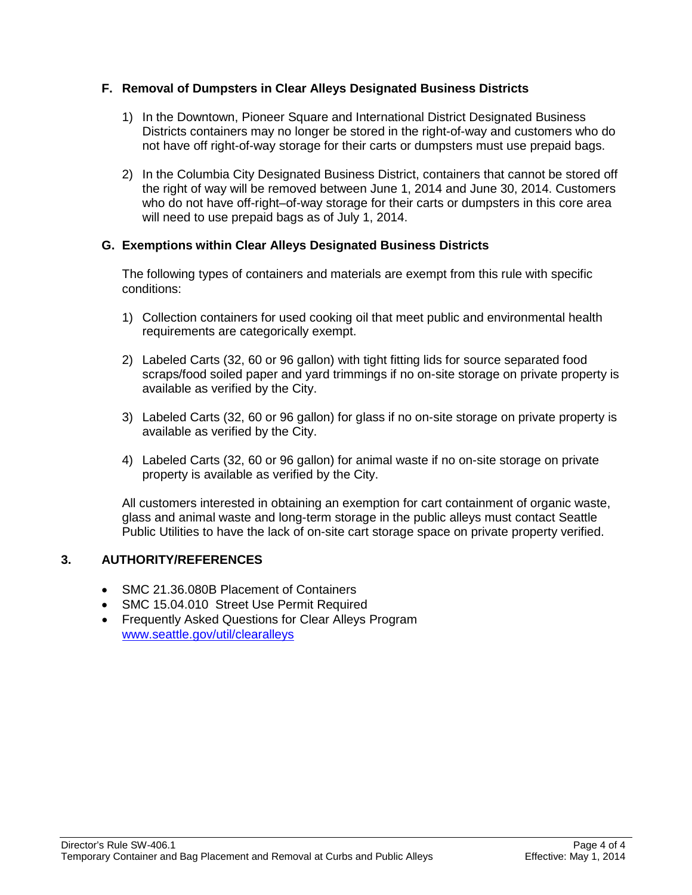### F. Removal of Dumpsters in Clear Alleys Designated Business Districts

1) In the Downtown, Pioneer Square and International District Designated Business Districts containers may no longer be stored in the right-of-way and customers who do not have off right-of-way storage for their carts or dumpsters must use prepaid bags.

2) In the Columbia City Designated Business District, containers that cannot be stored off the right of way will be removed between June 1, 2014 and June 30, 2014. Customers who do not have off-right–of-way storage for their carts or dumpsters in this core area will need to use prepaid bags as of July 1, 2014.

### G. Exemptions within Clear Alleys Designated Business Districts

The following types of containers and materials are exempt from this rule with specific conditions:

1) Collection containers for used cooking oil that meet public and environmental health requirements are categorically exempt.

2) Labeled Carts (32, 60 or 96 gallon) with tight fitting lids for source separated food scraps/food soiled paper and yard trimmings if no on-site storage on private property is available as verified by the City.

3) Labeled Carts (32, 60 or 96 gallon) for glass if no on-site storage on private property is available as verified by the City.

4) Labeled Carts (32, 60 or 96 gallon) for animal waste if no on-site storage on private property is available as verified by the City.

All customers interested in obtaining an exemption for cart containment of organic waste, glass and animal waste and long-term storage in the public alleys must contact Seattle Public Utilities to have the lack of on-site cart storage space on private property verified.

## 3. AUTHORITY/REFERENCES

- SMC 21.36.080B Placement of Containers
- SMC 15.04.010 Street Use Permit Required
- Frequently Asked Questions for Clear Alleys Program
  www.seattle.gov/util/clearalleys